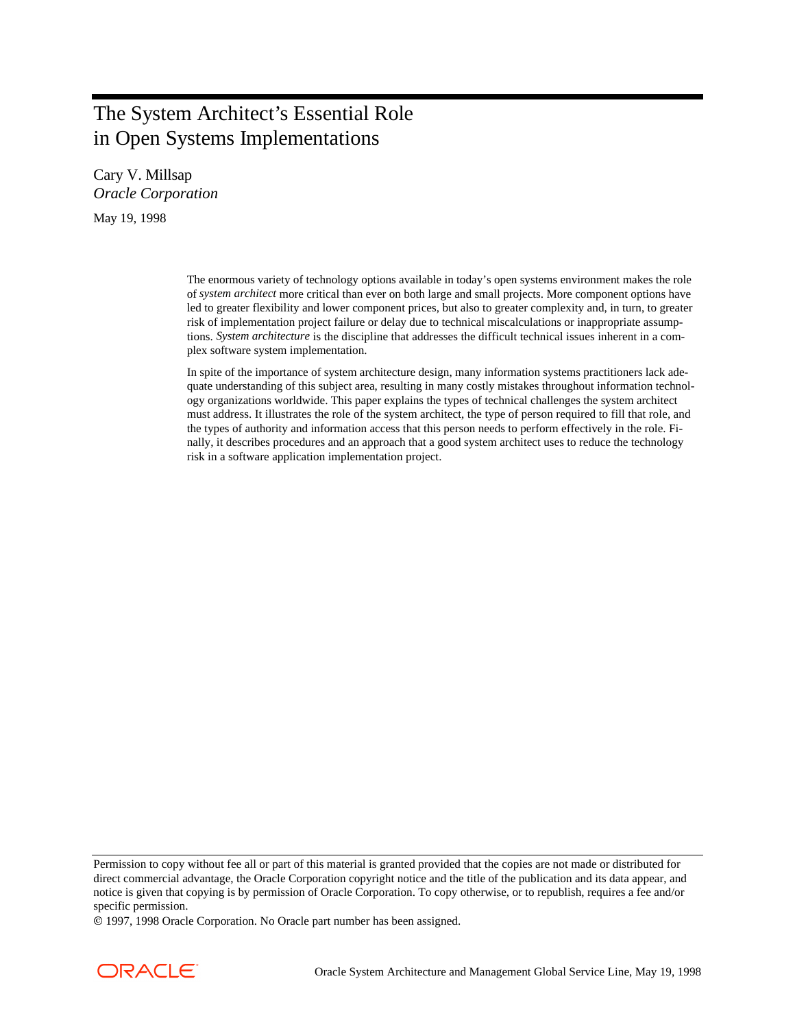# The System Architect's Essential Role in Open Systems Implementations

Cary V. Millsap
*Oracle Corporation*

May 19, 1998

The enormous variety of technology options available in today's open systems environment makes the role of *system architect* more critical than ever on both large and small projects. More component options have led to greater flexibility and lower component prices, but also to greater complexity and, in turn, to greater risk of implementation project failure or delay due to technical miscalculations or inappropriate assumptions. *System architecture* is the discipline that addresses the difficult technical issues inherent in a complex software system implementation.

In spite of the importance of system architecture design, many information systems practitioners lack adequate understanding of this subject area, resulting in many costly mistakes throughout information technology organizations worldwide. This paper explains the types of technical challenges the system architect must address. It illustrates the role of the system architect, the type of person required to fill that role, and the types of authority and information access that this person needs to perform effectively in the role. Finally, it describes procedures and an approach that a good system architect uses to reduce the technology risk in a software application implementation project.

---

Permission to copy without fee all or part of this material is granted provided that the copies are not made or distributed for direct commercial advantage, the Oracle Corporation copyright notice and the title of the publication and its data appear, and notice is given that copying is by permission of Oracle Corporation. To copy otherwise, or to republish, requires a fee and/or specific permission.

© 1997, 1998 Oracle Corporation. No Oracle part number has been assigned.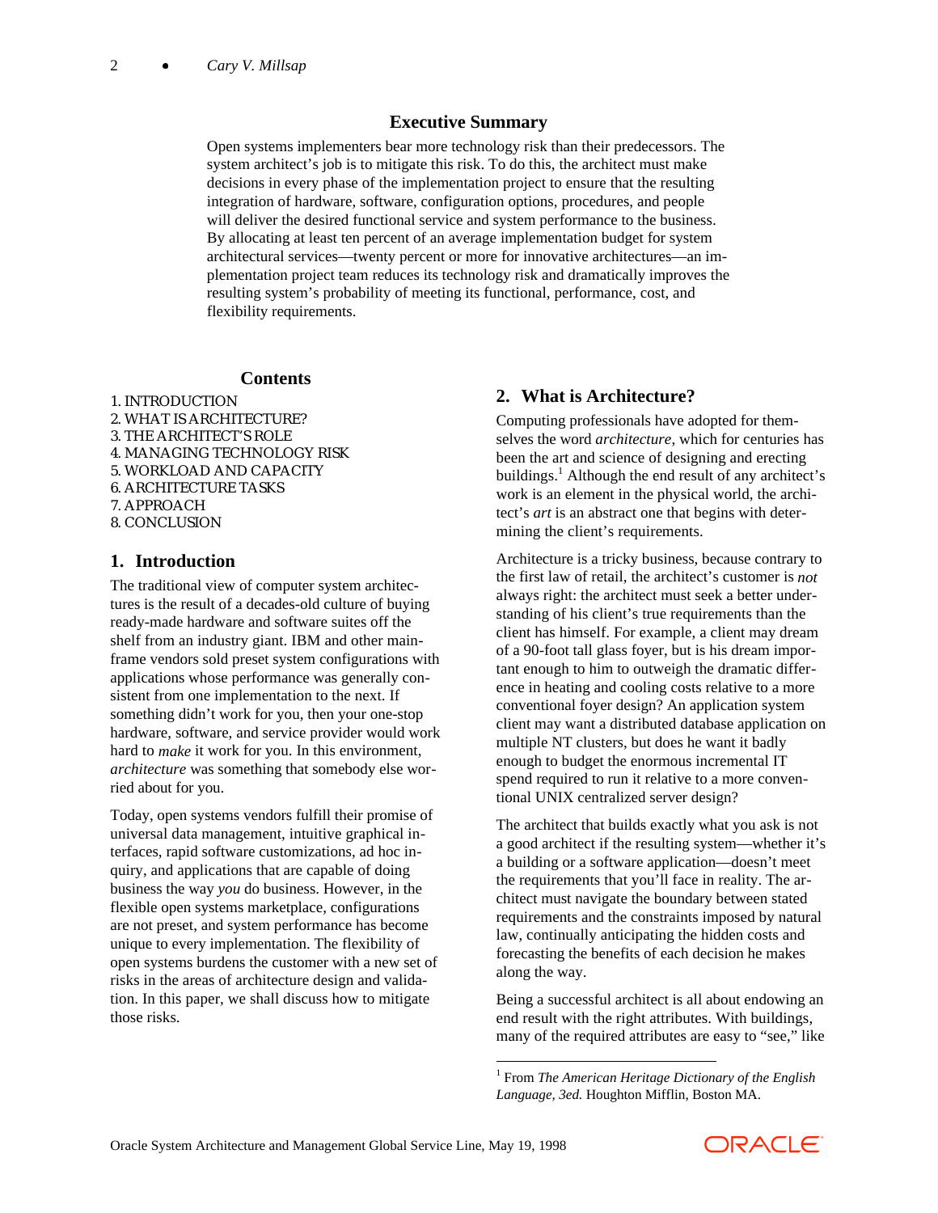## Executive Summary

Open systems implementers bear more technology risk than their predecessors. The system architect's job is to mitigate this risk. To do this, the architect must make decisions in every phase of the implementation project to ensure that the resulting integration of hardware, software, configuration options, procedures, and people will deliver the desired functional service and system performance to the business. By allocating at least ten percent of an average implementation budget for system architectural services—twenty percent or more for innovative architectures—an implementation project team reduces its technology risk and dramatically improves the resulting system's probability of meeting its functional, performance, cost, and flexibility requirements.

## Contents

1. INTRODUCTION
2. WHAT IS ARCHITECTURE?
3. THE ARCHITECT'S ROLE
4. MANAGING TECHNOLOGY RISK
5. WORKLOAD AND CAPACITY
6. ARCHITECTURE TASKS
7. APPROACH
8. CONCLUSION

## 1. Introduction

The traditional view of computer system architectures is the result of a decades-old culture of buying ready-made hardware and software suites off the shelf from an industry giant. IBM and other mainframe vendors sold preset system configurations with applications whose performance was generally consistent from one implementation to the next. If something didn't work for you, then your one-stop hardware, software, and service provider would work hard to *make* it work for you. In this environment, *architecture* was something that somebody else worried about for you.

Today, open systems vendors fulfill their promise of universal data management, intuitive graphical interfaces, rapid software customizations, ad hoc inquiry, and applications that are capable of doing business the way *you* do business. However, in the flexible open systems marketplace, configurations are not preset, and system performance has become unique to every implementation. The flexibility of open systems burdens the customer with a new set of risks in the areas of architecture design and validation. In this paper, we shall discuss how to mitigate those risks.

## 2. What is Architecture?

Computing professionals have adopted for themselves the word *architecture*, which for centuries has been the art and science of designing and erecting buildings.[1] Although the end result of any architect's work is an element in the physical world, the architect's *art* is an abstract one that begins with determining the client's requirements.

Architecture is a tricky business, because contrary to the first law of retail, the architect's customer is *not* always right: the architect must seek a better understanding of his client's true requirements than the client has himself. For example, a client may dream of a 90-foot tall glass foyer, but is his dream important enough to him to outweigh the dramatic difference in heating and cooling costs relative to a more conventional foyer design? An application system client may want a distributed database application on multiple NT clusters, but does he want it badly enough to budget the enormous incremental IT spend required to run it relative to a more conventional UNIX centralized server design?

The architect that builds exactly what you ask is not a good architect if the resulting system—whether it's a building or a software application—doesn't meet the requirements that you'll face in reality. The architect must navigate the boundary between stated requirements and the constraints imposed by natural law, continually anticipating the hidden costs and forecasting the benefits of each decision he makes along the way.

Being a successful architect is all about endowing an end result with the right attributes. With buildings, many of the required attributes are easy to "see," like

[1] From *The American Heritage Dictionary of the English Language, 3ed.* Houghton Mifflin, Boston MA.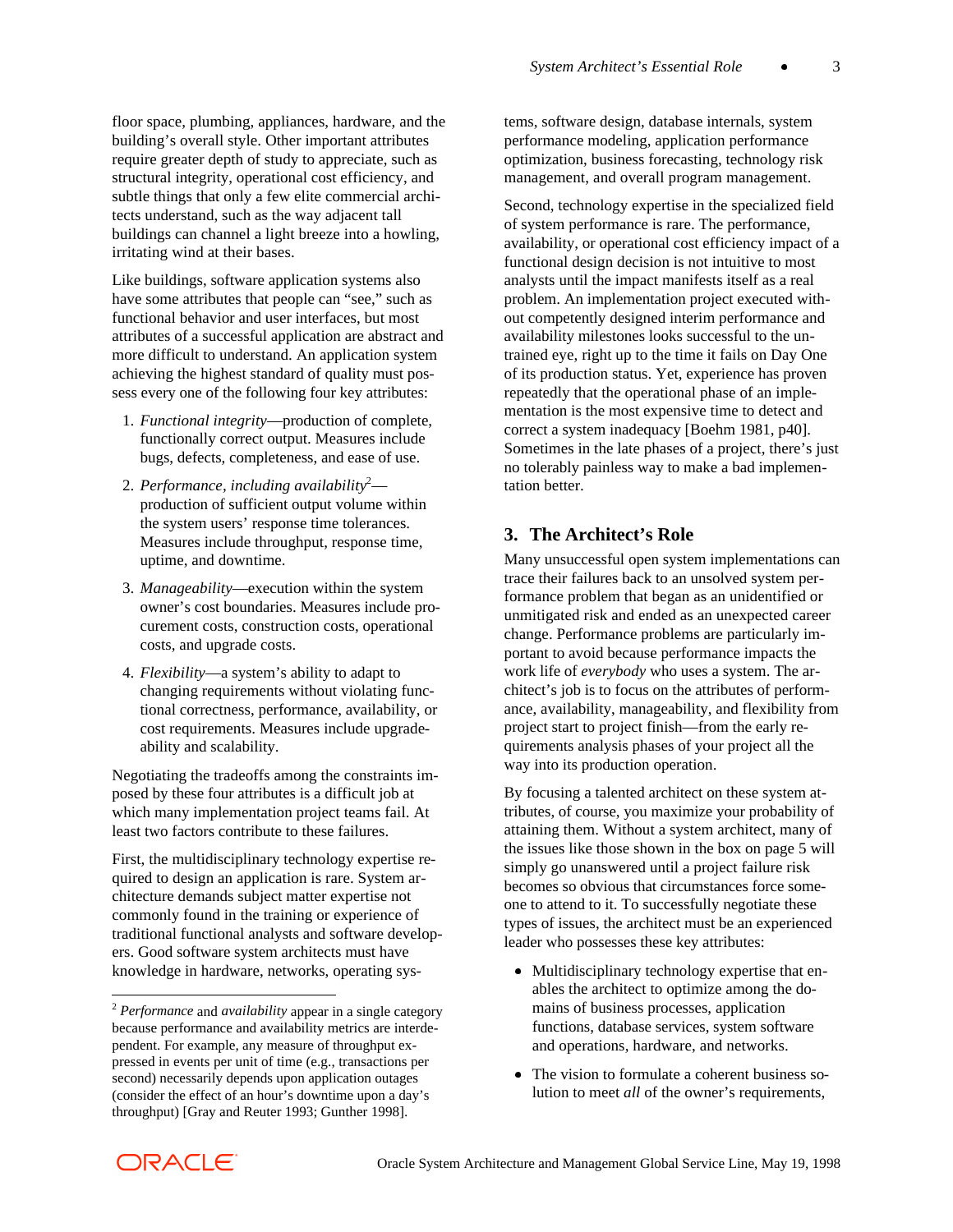floor space, plumbing, appliances, hardware, and the building's overall style. Other important attributes require greater depth of study to appreciate, such as structural integrity, operational cost efficiency, and subtle things that only a few elite commercial architects understand, such as the way adjacent tall buildings can channel a light breeze into a howling, irritating wind at their bases.

Like buildings, software application systems also have some attributes that people can "see," such as functional behavior and user interfaces, but most attributes of a successful application are abstract and more difficult to understand. An application system achieving the highest standard of quality must possess every one of the following four key attributes:

1. *Functional integrity*—production of complete, functionally correct output. Measures include bugs, defects, completeness, and ease of use.
2. *Performance, including availability*[2]—production of sufficient output volume within the system users' response time tolerances. Measures include throughput, response time, uptime, and downtime.
3. *Manageability*—execution within the system owner's cost boundaries. Measures include procurement costs, construction costs, operational costs, and upgrade costs.
4. *Flexibility*—a system's ability to adapt to changing requirements without violating functional correctness, performance, availability, or cost requirements. Measures include upgradeability and scalability.

Negotiating the tradeoffs among the constraints imposed by these four attributes is a difficult job at which many implementation project teams fail. At least two factors contribute to these failures.

First, the multidisciplinary technology expertise required to design an application is rare. System architecture demands subject matter expertise not commonly found in the training or experience of traditional functional analysts and software developers. Good software system architects must have knowledge in hardware, networks, operating systems, software design, database internals, system performance modeling, application performance optimization, business forecasting, technology risk management, and overall program management.

Second, technology expertise in the specialized field of system performance is rare. The performance, availability, or operational cost efficiency impact of a functional design decision is not intuitive to most analysts until the impact manifests itself as a real problem. An implementation project executed without competently designed interim performance and availability milestones looks successful to the untrained eye, right up to the time it fails on Day One of its production status. Yet, experience has proven repeatedly that the operational phase of an implementation is the most expensive time to detect and correct a system inadequacy [Boehm 1981, p40]. Sometimes in the late phases of a project, there's just no tolerably painless way to make a bad implementation better.

## 3. The Architect's Role

Many unsuccessful open system implementations can trace their failures back to an unsolved system performance problem that began as an unidentified or unmitigated risk and ended as an unexpected career change. Performance problems are particularly important to avoid because performance impacts the work life of *everybody* who uses a system. The architect's job is to focus on the attributes of performance, availability, manageability, and flexibility from project start to project finish—from the early requirements analysis phases of your project all the way into its production operation.

By focusing a talented architect on these system attributes, of course, you maximize your probability of attaining them. Without a system architect, many of the issues like those shown in the box on page 5 will simply go unanswered until a project failure risk becomes so obvious that circumstances force someone to attend to it. To successfully negotiate these types of issues, the architect must be an experienced leader who possesses these key attributes:

- Multidisciplinary technology expertise that enables the architect to optimize among the domains of business processes, application functions, database services, system software and operations, hardware, and networks.
- The vision to formulate a coherent business solution to meet *all* of the owner's requirements,

---

[2] *Performance* and *availability* appear in a single category because performance and availability metrics are interdependent. For example, any measure of throughput expressed in events per unit of time (e.g., transactions per second) necessarily depends upon application outages (consider the effect of an hour's downtime upon a day's throughput) [Gray and Reuter 1993; Gunther 1998].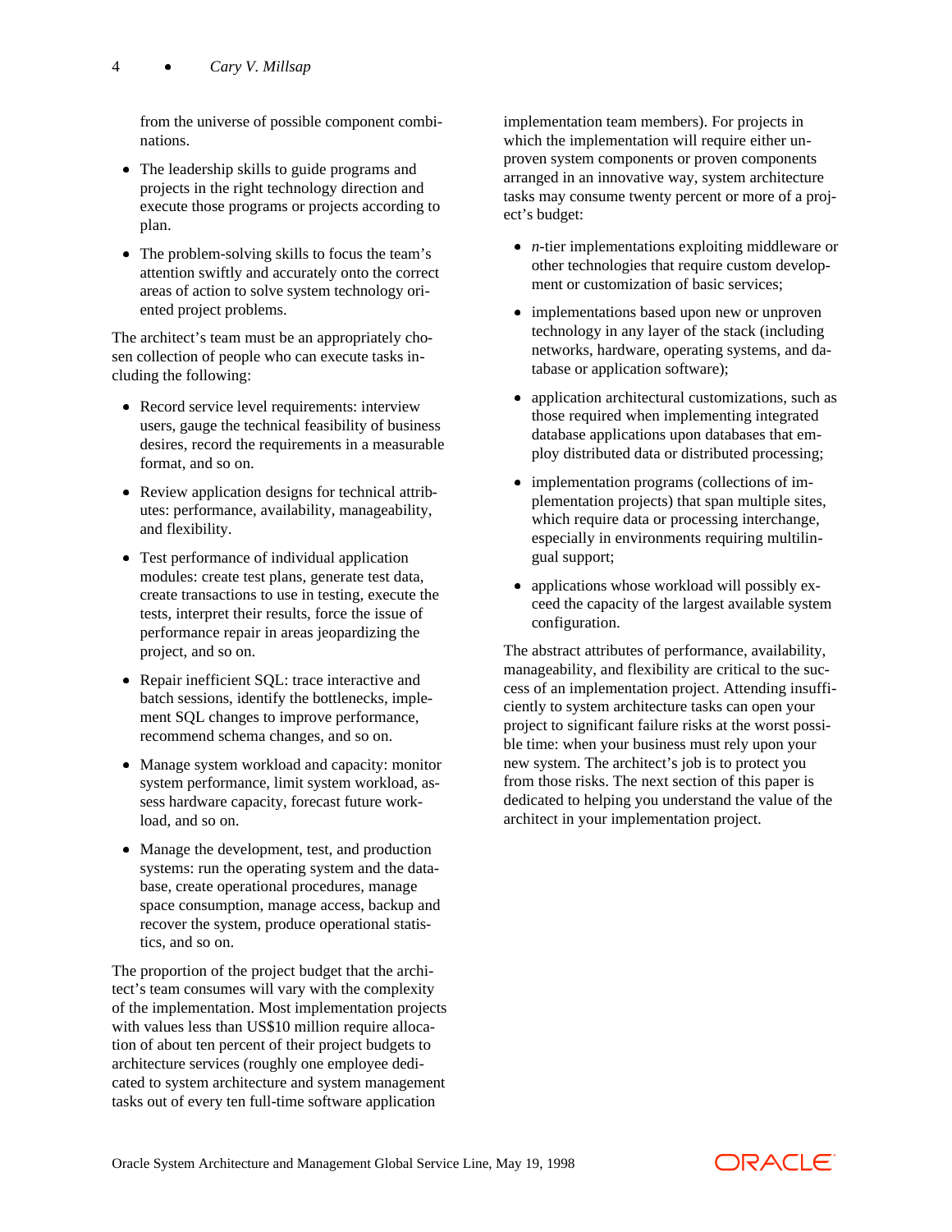from the universe of possible component combinations.

- The leadership skills to guide programs and projects in the right technology direction and execute those programs or projects according to plan.
- The problem-solving skills to focus the team's attention swiftly and accurately onto the correct areas of action to solve system technology oriented project problems.

The architect's team must be an appropriately chosen collection of people who can execute tasks including the following:

- Record service level requirements: interview users, gauge the technical feasibility of business desires, record the requirements in a measurable format, and so on.
- Review application designs for technical attributes: performance, availability, manageability, and flexibility.
- Test performance of individual application modules: create test plans, generate test data, create transactions to use in testing, execute the tests, interpret their results, force the issue of performance repair in areas jeopardizing the project, and so on.
- Repair inefficient SQL: trace interactive and batch sessions, identify the bottlenecks, implement SQL changes to improve performance, recommend schema changes, and so on.
- Manage system workload and capacity: monitor system performance, limit system workload, assess hardware capacity, forecast future workload, and so on.
- Manage the development, test, and production systems: run the operating system and the database, create operational procedures, manage space consumption, manage access, backup and recover the system, produce operational statistics, and so on.

The proportion of the project budget that the architect's team consumes will vary with the complexity of the implementation. Most implementation projects with values less than US$10 million require allocation of about ten percent of their project budgets to architecture services (roughly one employee dedicated to system architecture and system management tasks out of every ten full-time software application implementation team members). For projects in which the implementation will require either unproven system components or proven components arranged in an innovative way, system architecture tasks may consume twenty percent or more of a project's budget:

- *n*-tier implementations exploiting middleware or other technologies that require custom development or customization of basic services;
- implementations based upon new or unproven technology in any layer of the stack (including networks, hardware, operating systems, and database or application software);
- application architectural customizations, such as those required when implementing integrated database applications upon databases that employ distributed data or distributed processing;
- implementation programs (collections of implementation projects) that span multiple sites, which require data or processing interchange, especially in environments requiring multilingual support;
- applications whose workload will possibly exceed the capacity of the largest available system configuration.

The abstract attributes of performance, availability, manageability, and flexibility are critical to the success of an implementation project. Attending insufficiently to system architecture tasks can open your project to significant failure risks at the worst possible time: when your business must rely upon your new system. The architect's job is to protect you from those risks. The next section of this paper is dedicated to helping you understand the value of the architect in your implementation project.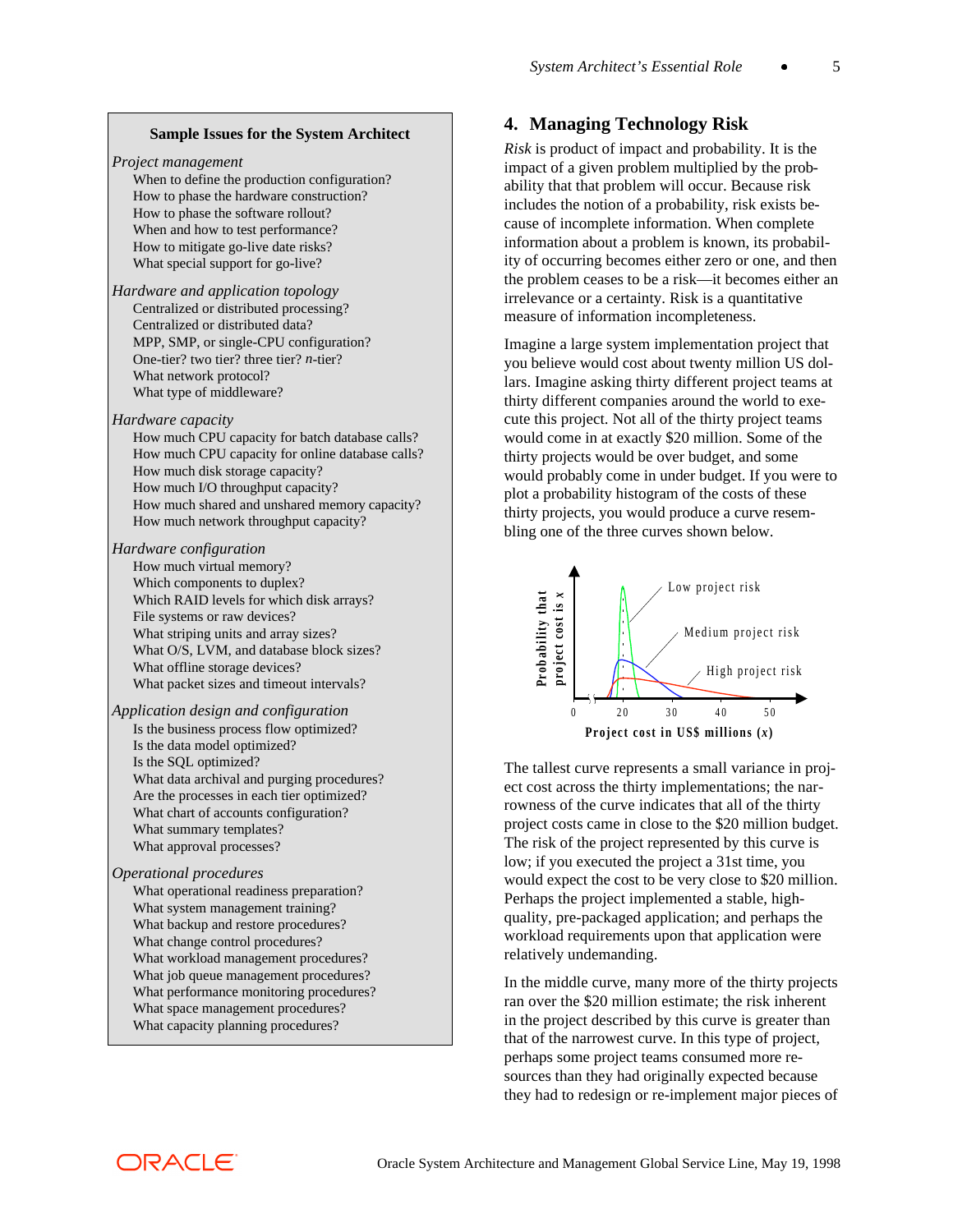**Sample Issues for the System Architect**

*Project management*

- When to define the production configuration?
- How to phase the hardware construction?
- How to phase the software rollout?
- When and how to test performance?
- How to mitigate go-live date risks?
- What special support for go-live?

*Hardware and application topology*

- Centralized or distributed processing?
- Centralized or distributed data?
- MPP, SMP, or single-CPU configuration?
- One-tier? two tier? three tier? *n*-tier?
- What network protocol?
- What type of middleware?

*Hardware capacity*

- How much CPU capacity for batch database calls?
- How much CPU capacity for online database calls?
- How much disk storage capacity?
- How much I/O throughput capacity?
- How much shared and unshared memory capacity?
- How much network throughput capacity?

*Hardware configuration*

- How much virtual memory?
- Which components to duplex?
- Which RAID levels for which disk arrays?
- File systems or raw devices?
- What striping units and array sizes?
- What O/S, LVM, and database block sizes?
- What offline storage devices?
- What packet sizes and timeout intervals?

*Application design and configuration*

- Is the business process flow optimized?
- Is the data model optimized?
- Is the SQL optimized?
- What data archival and purging procedures?
- Are the processes in each tier optimized?
- What chart of accounts configuration?
- What summary templates?
- What approval processes?

*Operational procedures*

- What operational readiness preparation?
- What system management training?
- What backup and restore procedures?
- What change control procedures?
- What workload management procedures?
- What job queue management procedures?
- What performance monitoring procedures?
- What space management procedures?
- What capacity planning procedures?

## 4. Managing Technology Risk

*Risk* is product of impact and probability. It is the impact of a given problem multiplied by the probability that that problem will occur. Because risk includes the notion of a probability, risk exists because of incomplete information. When complete information about a problem is known, its probability of occurring becomes either zero or one, and then the problem ceases to be a risk—it becomes either an irrelevance or a certainty. Risk is a quantitative measure of information incompleteness.

Imagine a large system implementation project that you believe would cost about twenty million US dollars. Imagine asking thirty different project teams at thirty different companies around the world to execute this project. Not all of the thirty project teams would come in at exactly $20 million. Some of the thirty projects would be over budget, and some would probably come in under budget. If you were to plot a probability histogram of the costs of these thirty projects, you would produce a curve resembling one of the three curves shown below.

The tallest curve represents a small variance in project cost across the thirty implementations; the narrowness of the curve indicates that all of the thirty project costs came in close to the $20 million budget. The risk of the project represented by this curve is low; if you executed the project a 31st time, you would expect the cost to be very close to $20 million. Perhaps the project implemented a stable, high-quality, pre-packaged application; and perhaps the workload requirements upon that application were relatively undemanding.

In the middle curve, many more of the thirty projects ran over the $20 million estimate; the risk inherent in the project described by this curve is greater than that of the narrowest curve. In this type of project, perhaps some project teams consumed more resources than they had originally expected because they had to redesign or re-implement major pieces of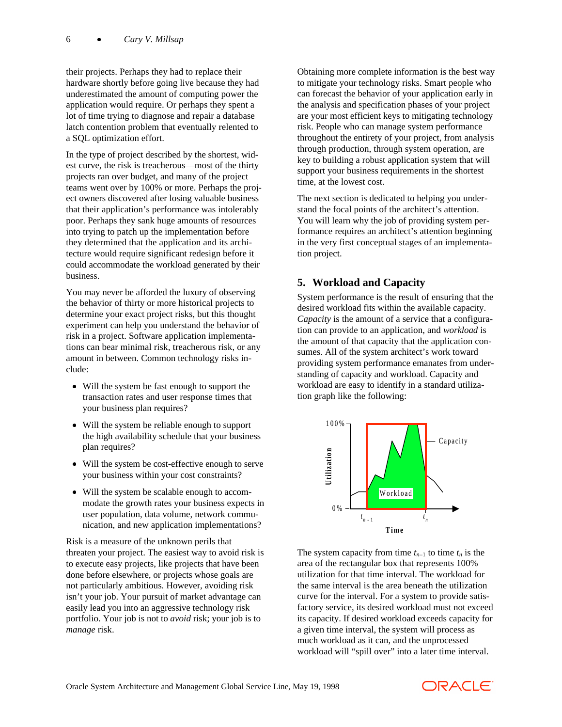their projects. Perhaps they had to replace their hardware shortly before going live because they had underestimated the amount of computing power the application would require. Or perhaps they spent a lot of time trying to diagnose and repair a database latch contention problem that eventually relented to a SQL optimization effort.

In the type of project described by the shortest, widest curve, the risk is treacherous—most of the thirty projects ran over budget, and many of the project teams went over by 100% or more. Perhaps the project owners discovered after losing valuable business that their application's performance was intolerably poor. Perhaps they sank huge amounts of resources into trying to patch up the implementation before they determined that the application and its architecture would require significant redesign before it could accommodate the workload generated by their business.

You may never be afforded the luxury of observing the behavior of thirty or more historical projects to determine your exact project risks, but this thought experiment can help you understand the behavior of risk in a project. Software application implementations can bear minimal risk, treacherous risk, or any amount in between. Common technology risks include:

- Will the system be fast enough to support the transaction rates and user response times that your business plan requires?
- Will the system be reliable enough to support the high availability schedule that your business plan requires?
- Will the system be cost-effective enough to serve your business within your cost constraints?
- Will the system be scalable enough to accommodate the growth rates your business expects in user population, data volume, network communication, and new application implementations?

Risk is a measure of the unknown perils that threaten your project. The easiest way to avoid risk is to execute easy projects, like projects that have been done before elsewhere, or projects whose goals are not particularly ambitious. However, avoiding risk isn't your job. Your pursuit of market advantage can easily lead you into an aggressive technology risk portfolio. Your job is not to *avoid* risk; your job is to *manage* risk.

Obtaining more complete information is the best way to mitigate your technology risks. Smart people who can forecast the behavior of your application early in the analysis and specification phases of your project are your most efficient keys to mitigating technology risk. People who can manage system performance throughout the entirety of your project, from analysis through production, through system operation, are key to building a robust application system that will support your business requirements in the shortest time, at the lowest cost.

The next section is dedicated to helping you understand the focal points of the architect's attention. You will learn why the job of providing system performance requires an architect's attention beginning in the very first conceptual stages of an implementation project.

## 5. Workload and Capacity

System performance is the result of ensuring that the desired workload fits within the available capacity. *Capacity* is the amount of a service that a configuration can provide to an application, and *workload* is the amount of that capacity that the application consumes. All of the system architect's work toward providing system performance emanates from understanding of capacity and workload. Capacity and workload are easy to identify in a standard utilization graph like the following:

The system capacity from time $t_{n-1}$ to time $t_n$ is the area of the rectangular box that represents 100% utilization for that time interval. The workload for the same interval is the area beneath the utilization curve for the interval. For a system to provide satisfactory service, its desired workload must not exceed its capacity. If desired workload exceeds capacity for a given time interval, the system will process as much workload as it can, and the unprocessed workload will "spill over" into a later time interval.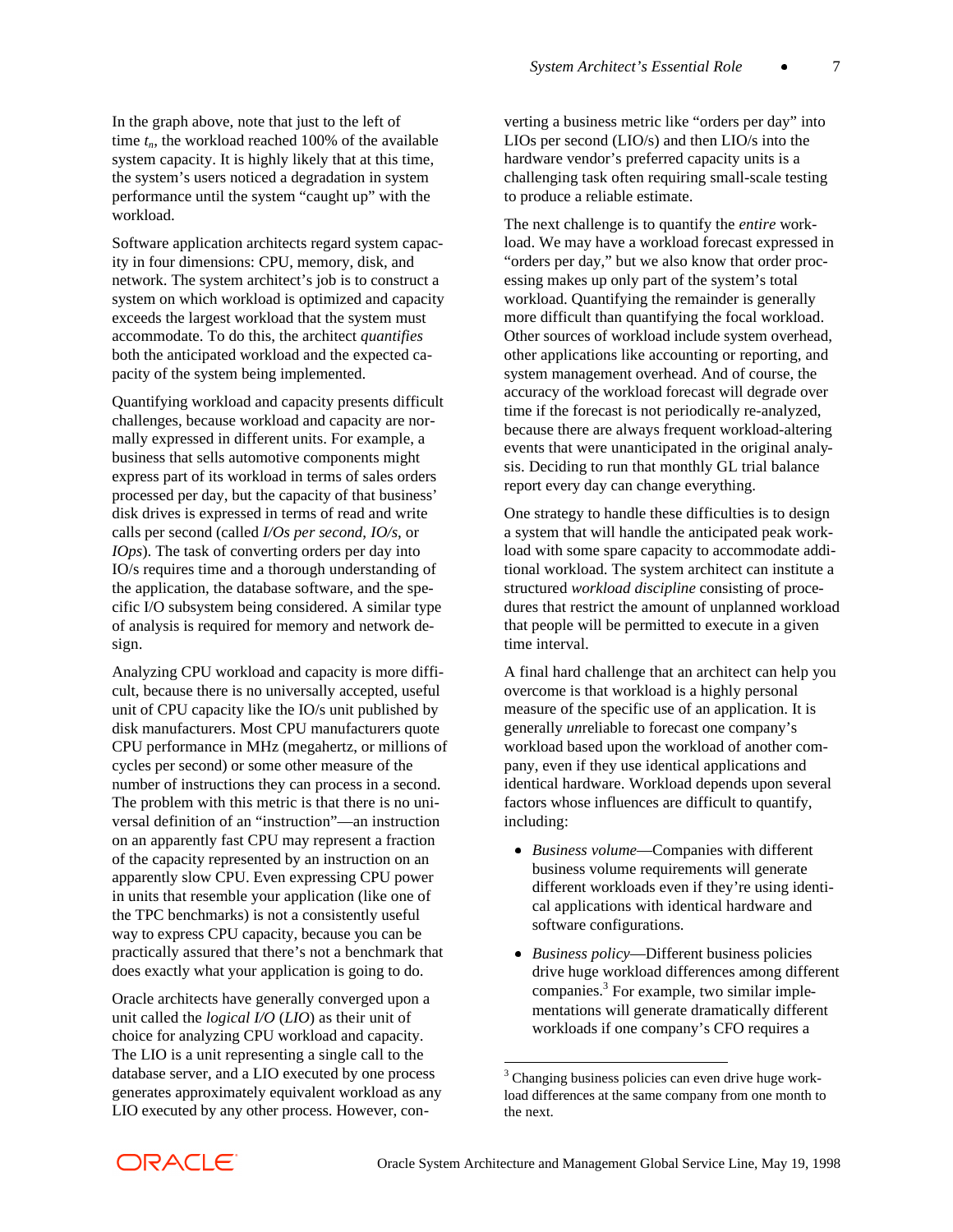In the graph above, note that just to the left of time $t_n$, the workload reached 100% of the available system capacity. It is highly likely that at this time, the system's users noticed a degradation in system performance until the system "caught up" with the workload.

Software application architects regard system capacity in four dimensions: CPU, memory, disk, and network. The system architect's job is to construct a system on which workload is optimized and capacity exceeds the largest workload that the system must accommodate. To do this, the architect *quantifies* both the anticipated workload and the expected capacity of the system being implemented.

Quantifying workload and capacity presents difficult challenges, because workload and capacity are normally expressed in different units. For example, a business that sells automotive components might express part of its workload in terms of sales orders processed per day, but the capacity of that business' disk drives is expressed in terms of read and write calls per second (called *I/Os per second*, *IO/s*, or *IOps*). The task of converting orders per day into IO/s requires time and a thorough understanding of the application, the database software, and the specific I/O subsystem being considered. A similar type of analysis is required for memory and network design.

Analyzing CPU workload and capacity is more difficult, because there is no universally accepted, useful unit of CPU capacity like the IO/s unit published by disk manufacturers. Most CPU manufacturers quote CPU performance in MHz (megahertz, or millions of cycles per second) or some other measure of the number of instructions they can process in a second. The problem with this metric is that there is no universal definition of an "instruction"—an instruction on an apparently fast CPU may represent a fraction of the capacity represented by an instruction on an apparently slow CPU. Even expressing CPU power in units that resemble your application (like one of the TPC benchmarks) is not a consistently useful way to express CPU capacity, because you can be practically assured that there's not a benchmark that does exactly what your application is going to do.

Oracle architects have generally converged upon a unit called the *logical I/O* (*LIO*) as their unit of choice for analyzing CPU workload and capacity. The LIO is a unit representing a single call to the database server, and a LIO executed by one process generates approximately equivalent workload as any LIO executed by any other process. However, converting a business metric like "orders per day" into LIOs per second (LIO/s) and then LIO/s into the hardware vendor's preferred capacity units is a challenging task often requiring small-scale testing to produce a reliable estimate.

The next challenge is to quantify the *entire* workload. We may have a workload forecast expressed in "orders per day," but we also know that order processing makes up only part of the system's total workload. Quantifying the remainder is generally more difficult than quantifying the focal workload. Other sources of workload include system overhead, other applications like accounting or reporting, and system management overhead. And of course, the accuracy of the workload forecast will degrade over time if the forecast is not periodically re-analyzed, because there are always frequent workload-altering events that were unanticipated in the original analysis. Deciding to run that monthly GL trial balance report every day can change everything.

One strategy to handle these difficulties is to design a system that will handle the anticipated peak workload with some spare capacity to accommodate additional workload. The system architect can institute a structured *workload discipline* consisting of procedures that restrict the amount of unplanned workload that people will be permitted to execute in a given time interval.

A final hard challenge that an architect can help you overcome is that workload is a highly personal measure of the specific use of an application. It is generally *un*reliable to forecast one company's workload based upon the workload of another company, even if they use identical applications and identical hardware. Workload depends upon several factors whose influences are difficult to quantify, including:

- *Business volume*—Companies with different business volume requirements will generate different workloads even if they're using identical applications with identical hardware and software configurations.
- *Business policy*—Different business policies drive huge workload differences among different companies.[3] For example, two similar implementations will generate dramatically different workloads if one company's CFO requires a

[3] Changing business policies can even drive huge workload differences at the same company from one month to the next.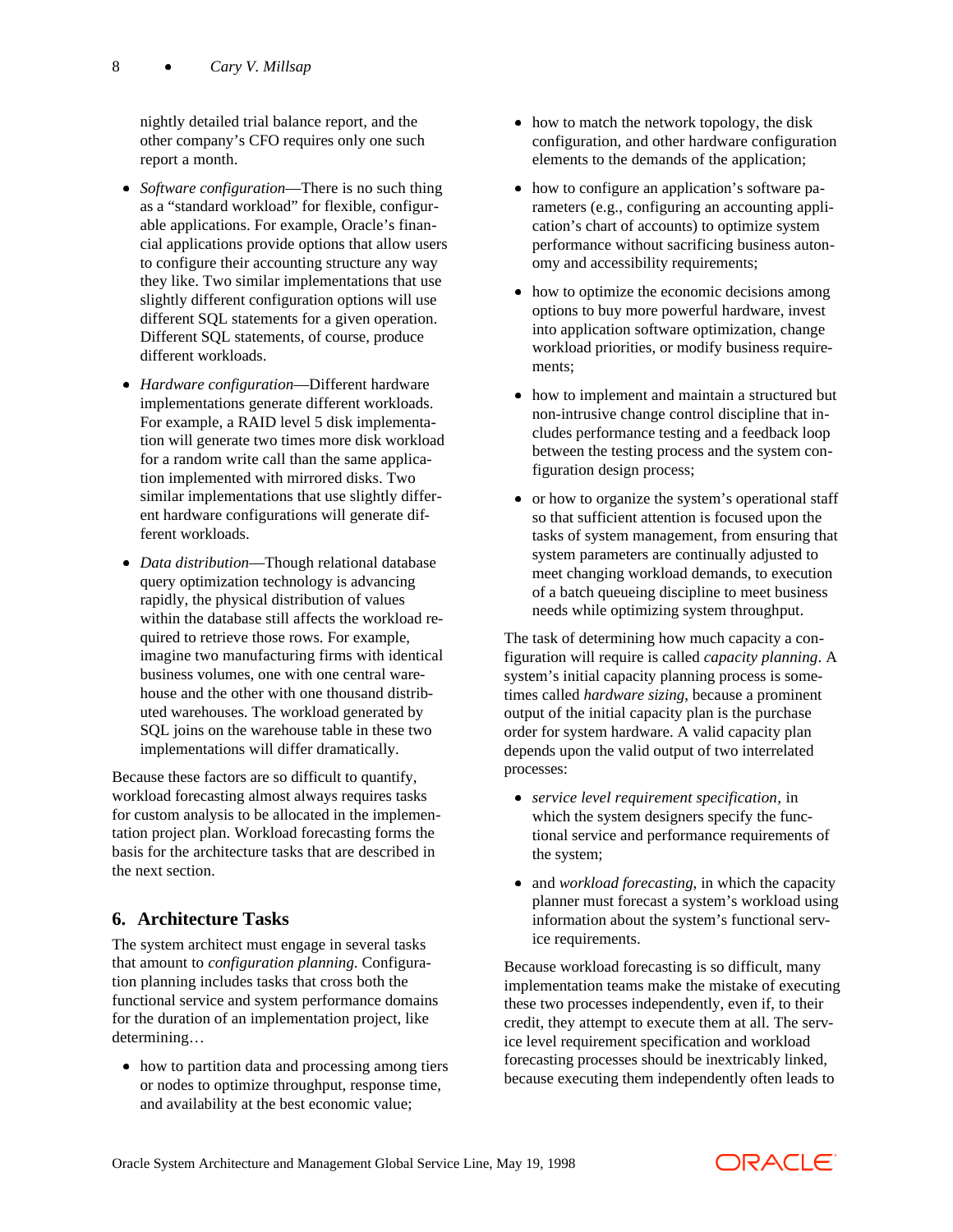nightly detailed trial balance report, and the other company's CFO requires only one such report a month.

- *Software configuration*—There is no such thing as a "standard workload" for flexible, configurable applications. For example, Oracle's financial applications provide options that allow users to configure their accounting structure any way they like. Two similar implementations that use slightly different configuration options will use different SQL statements for a given operation. Different SQL statements, of course, produce different workloads.
- *Hardware configuration*—Different hardware implementations generate different workloads. For example, a RAID level 5 disk implementation will generate two times more disk workload for a random write call than the same application implemented with mirrored disks. Two similar implementations that use slightly different hardware configurations will generate different workloads.
- *Data distribution*—Though relational database query optimization technology is advancing rapidly, the physical distribution of values within the database still affects the workload required to retrieve those rows. For example, imagine two manufacturing firms with identical business volumes, one with one central warehouse and the other with one thousand distributed warehouses. The workload generated by SQL joins on the warehouse table in these two implementations will differ dramatically.

Because these factors are so difficult to quantify, workload forecasting almost always requires tasks for custom analysis to be allocated in the implementation project plan. Workload forecasting forms the basis for the architecture tasks that are described in the next section.

## 6. Architecture Tasks

The system architect must engage in several tasks that amount to *configuration planning*. Configuration planning includes tasks that cross both the functional service and system performance domains for the duration of an implementation project, like determining…

- how to partition data and processing among tiers or nodes to optimize throughput, response time, and availability at the best economic value;
- how to match the network topology, the disk configuration, and other hardware configuration elements to the demands of the application;
- how to configure an application's software parameters (e.g., configuring an accounting application's chart of accounts) to optimize system performance without sacrificing business autonomy and accessibility requirements;
- how to optimize the economic decisions among options to buy more powerful hardware, invest into application software optimization, change workload priorities, or modify business requirements;
- how to implement and maintain a structured but non-intrusive change control discipline that includes performance testing and a feedback loop between the testing process and the system configuration design process;
- or how to organize the system's operational staff so that sufficient attention is focused upon the tasks of system management, from ensuring that system parameters are continually adjusted to meet changing workload demands, to execution of a batch queueing discipline to meet business needs while optimizing system throughput.

The task of determining how much capacity a configuration will require is called *capacity planning*. A system's initial capacity planning process is sometimes called *hardware sizing*, because a prominent output of the initial capacity plan is the purchase order for system hardware. A valid capacity plan depends upon the valid output of two interrelated processes:

- *service level requirement specification*, in which the system designers specify the functional service and performance requirements of the system;
- and *workload forecasting*, in which the capacity planner must forecast a system's workload using information about the system's functional service requirements.

Because workload forecasting is so difficult, many implementation teams make the mistake of executing these two processes independently, even if, to their credit, they attempt to execute them at all. The service level requirement specification and workload forecasting processes should be inextricably linked, because executing them independently often leads to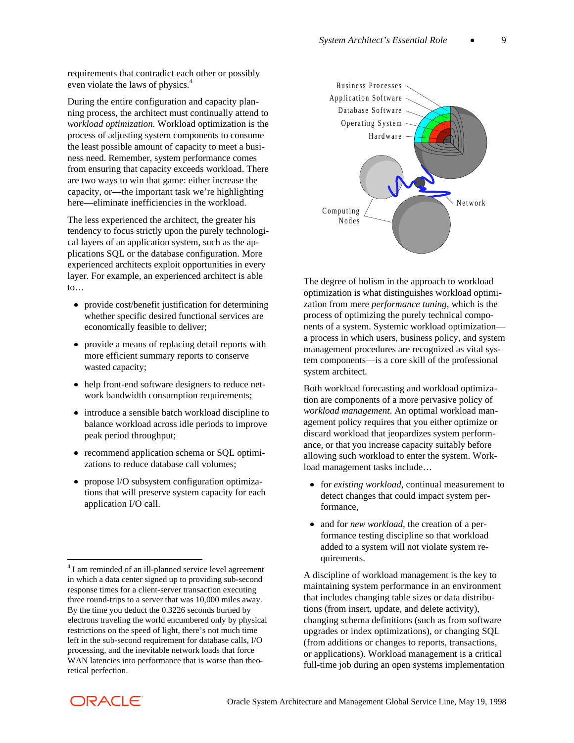requirements that contradict each other or possibly even violate the laws of physics.[4]

During the entire configuration and capacity planning process, the architect must continually attend to *workload optimization*. Workload optimization is the process of adjusting system components to consume the least possible amount of capacity to meet a business need. Remember, system performance comes from ensuring that capacity exceeds workload. There are two ways to win that game: either increase the capacity, or—the important task we're highlighting here—eliminate inefficiencies in the workload.

The less experienced the architect, the greater his tendency to focus strictly upon the purely technological layers of an application system, such as the applications SQL or the database configuration. More experienced architects exploit opportunities in every layer. For example, an experienced architect is able to…

- provide cost/benefit justification for determining whether specific desired functional services are economically feasible to deliver;
- provide a means of replacing detail reports with more efficient summary reports to conserve wasted capacity;
- help front-end software designers to reduce network bandwidth consumption requirements;
- introduce a sensible batch workload discipline to balance workload across idle periods to improve peak period throughput;
- recommend application schema or SQL optimizations to reduce database call volumes;
- propose I/O subsystem configuration optimizations that will preserve system capacity for each application I/O call.

Business Processes
Application Software
Database Software
Operating System
Hardware
Network
Computing Nodes

The degree of holism in the approach to workload optimization is what distinguishes workload optimization from mere *performance tuning*, which is the process of optimizing the purely technical components of a system. Systemic workload optimization—a process in which users, business policy, and system management procedures are recognized as vital system components—is a core skill of the professional system architect.

Both workload forecasting and workload optimization are components of a more pervasive policy of *workload management*. An optimal workload management policy requires that you either optimize or discard workload that jeopardizes system performance, or that you increase capacity suitably before allowing such workload to enter the system. Workload management tasks include…

- for *existing workload*, continual measurement to detect changes that could impact system performance,
- and for *new workload*, the creation of a performance testing discipline so that workload added to a system will not violate system requirements.

A discipline of workload management is the key to maintaining system performance in an environment that includes changing table sizes or data distributions (from insert, update, and delete activity), changing schema definitions (such as from software upgrades or index optimizations), or changing SQL (from additions or changes to reports, transactions, or applications). Workload management is a critical full-time job during an open systems implementation

---

[4] I am reminded of an ill-planned service level agreement in which a data center signed up to providing sub-second response times for a client-server transaction executing three round-trips to a server that was 10,000 miles away. By the time you deduct the 0.3226 seconds burned by electrons traveling the world encumbered only by physical restrictions on the speed of light, there's not much time left in the sub-second requirement for database calls, I/O processing, and the inevitable network loads that force WAN latencies into performance that is worse than theoretical perfection.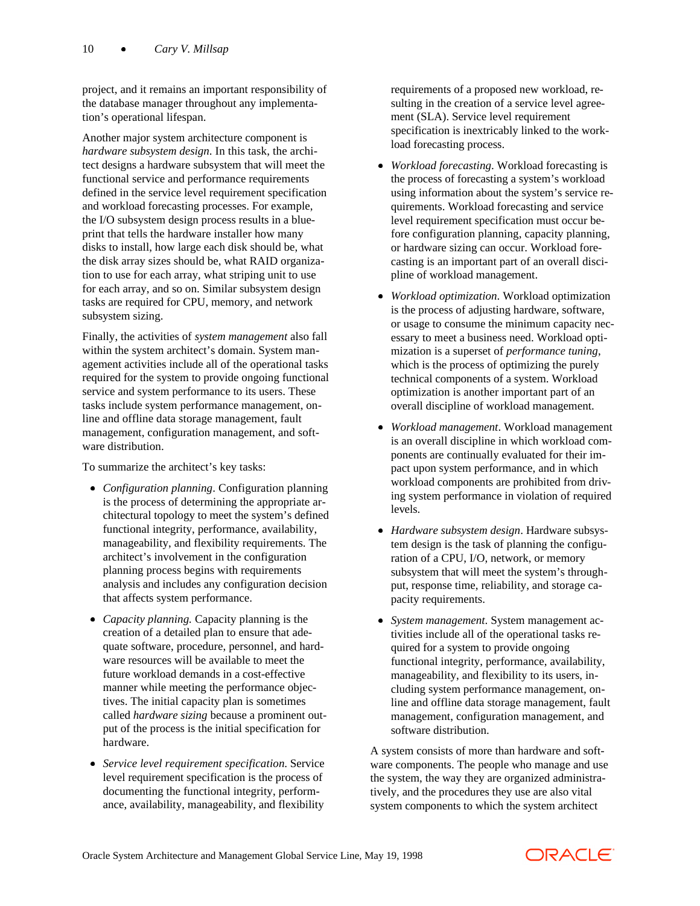project, and it remains an important responsibility of the database manager throughout any implementation's operational lifespan.

Another major system architecture component is *hardware subsystem design*. In this task, the architect designs a hardware subsystem that will meet the functional service and performance requirements defined in the service level requirement specification and workload forecasting processes. For example, the I/O subsystem design process results in a blueprint that tells the hardware installer how many disks to install, how large each disk should be, what the disk array sizes should be, what RAID organization to use for each array, what striping unit to use for each array, and so on. Similar subsystem design tasks are required for CPU, memory, and network subsystem sizing.

Finally, the activities of *system management* also fall within the system architect's domain. System management activities include all of the operational tasks required for the system to provide ongoing functional service and system performance to its users. These tasks include system performance management, online and offline data storage management, fault management, configuration management, and software distribution.

To summarize the architect's key tasks:

- *Configuration planning*. Configuration planning is the process of determining the appropriate architectural topology to meet the system's defined functional integrity, performance, availability, manageability, and flexibility requirements. The architect's involvement in the configuration planning process begins with requirements analysis and includes any configuration decision that affects system performance.
- *Capacity planning.* Capacity planning is the creation of a detailed plan to ensure that adequate software, procedure, personnel, and hardware resources will be available to meet the future workload demands in a cost-effective manner while meeting the performance objectives. The initial capacity plan is sometimes called *hardware sizing* because a prominent output of the process is the initial specification for hardware.
- *Service level requirement specification.* Service level requirement specification is the process of documenting the functional integrity, performance, availability, manageability, and flexibility requirements of a proposed new workload, resulting in the creation of a service level agreement (SLA). Service level requirement specification is inextricably linked to the workload forecasting process.
- *Workload forecasting*. Workload forecasting is the process of forecasting a system's workload using information about the system's service requirements. Workload forecasting and service level requirement specification must occur before configuration planning, capacity planning, or hardware sizing can occur. Workload forecasting is an important part of an overall discipline of workload management.
- *Workload optimization*. Workload optimization is the process of adjusting hardware, software, or usage to consume the minimum capacity necessary to meet a business need. Workload optimization is a superset of *performance tuning*, which is the process of optimizing the purely technical components of a system. Workload optimization is another important part of an overall discipline of workload management.
- *Workload management*. Workload management is an overall discipline in which workload components are continually evaluated for their impact upon system performance, and in which workload components are prohibited from driving system performance in violation of required levels.
- *Hardware subsystem design*. Hardware subsystem design is the task of planning the configuration of a CPU, I/O, network, or memory subsystem that will meet the system's throughput, response time, reliability, and storage capacity requirements.
- *System management*. System management activities include all of the operational tasks required for a system to provide ongoing functional integrity, performance, availability, manageability, and flexibility to its users, including system performance management, online and offline data storage management, fault management, configuration management, and software distribution.

A system consists of more than hardware and software components. The people who manage and use the system, the way they are organized administratively, and the procedures they use are also vital system components to which the system architect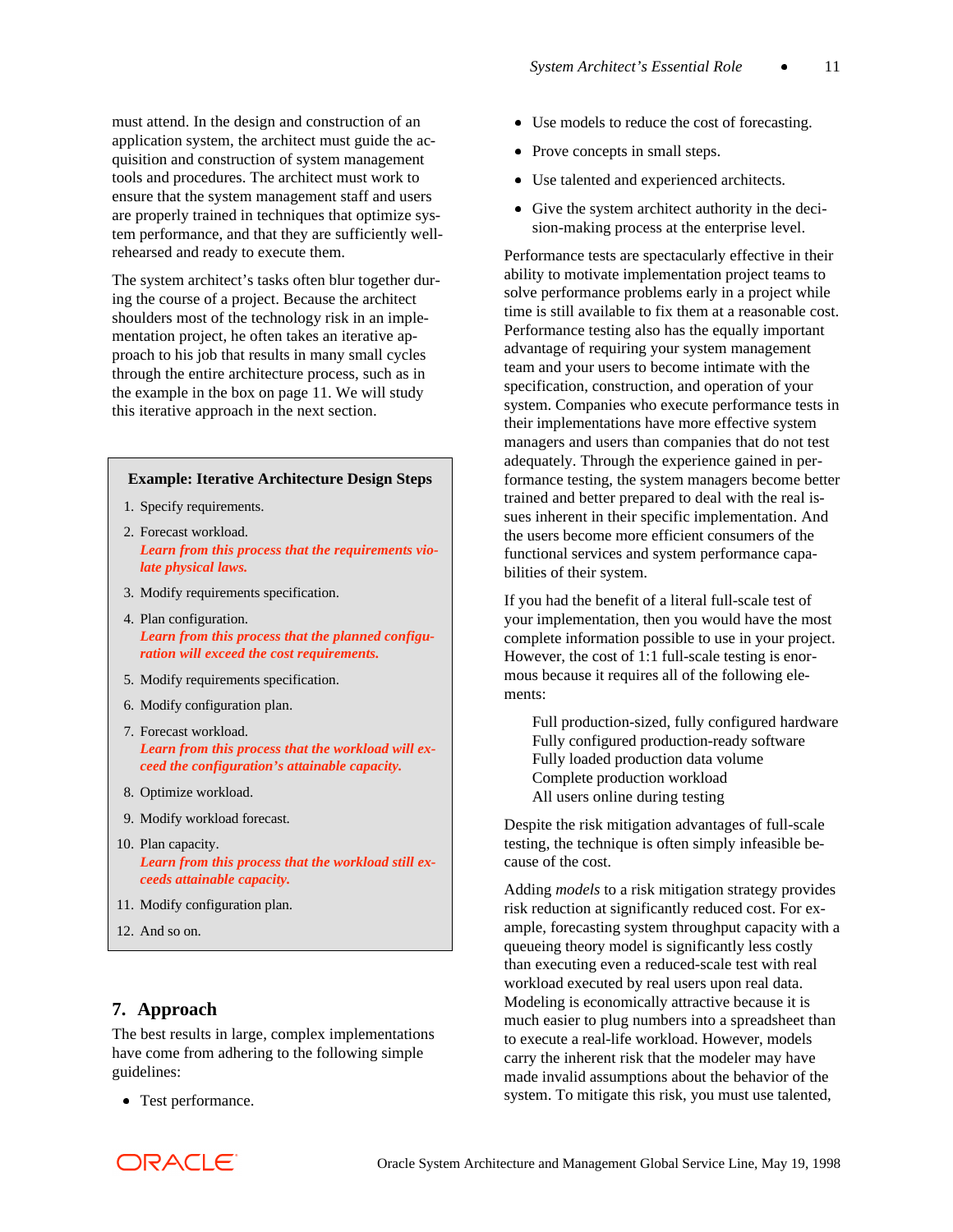must attend. In the design and construction of an application system, the architect must guide the acquisition and construction of system management tools and procedures. The architect must work to ensure that the system management staff and users are properly trained in techniques that optimize system performance, and that they are sufficiently well-rehearsed and ready to execute them.

The system architect's tasks often blur together during the course of a project. Because the architect shoulders most of the technology risk in an implementation project, he often takes an iterative approach to his job that results in many small cycles through the entire architecture process, such as in the example in the box on page 11. We will study this iterative approach in the next section.

> **Example: Iterative Architecture Design Steps**
>
> 1. Specify requirements.
> 2. Forecast workload.
>    ***Learn from this process that the requirements violate physical laws.***
> 3. Modify requirements specification.
> 4. Plan configuration.
>    ***Learn from this process that the planned configuration will exceed the cost requirements.***
> 5. Modify requirements specification.
> 6. Modify configuration plan.
> 7. Forecast workload.
>    ***Learn from this process that the workload will exceed the configuration's attainable capacity.***
> 8. Optimize workload.
> 9. Modify workload forecast.
> 10. Plan capacity.
>     ***Learn from this process that the workload still exceeds attainable capacity.***
> 11. Modify configuration plan.
> 12. And so on.

## 7. Approach

The best results in large, complex implementations have come from adhering to the following simple guidelines:

- Test performance.
- Use models to reduce the cost of forecasting.
- Prove concepts in small steps.
- Use talented and experienced architects.
- Give the system architect authority in the decision-making process at the enterprise level.

Performance tests are spectacularly effective in their ability to motivate implementation project teams to solve performance problems early in a project while time is still available to fix them at a reasonable cost. Performance testing also has the equally important advantage of requiring your system management team and your users to become intimate with the specification, construction, and operation of your system. Companies who execute performance tests in their implementations have more effective system managers and users than companies that do not test adequately. Through the experience gained in performance testing, the system managers become better trained and better prepared to deal with the real issues inherent in their specific implementation. And the users become more efficient consumers of the functional services and system performance capabilities of their system.

If you had the benefit of a literal full-scale test of your implementation, then you would have the most complete information possible to use in your project. However, the cost of 1:1 full-scale testing is enormous because it requires all of the following elements:

> Full production-sized, fully configured hardware
> Fully configured production-ready software
> Fully loaded production data volume
> Complete production workload
> All users online during testing

Despite the risk mitigation advantages of full-scale testing, the technique is often simply infeasible because of the cost.

Adding *models* to a risk mitigation strategy provides risk reduction at significantly reduced cost. For example, forecasting system throughput capacity with a queueing theory model is significantly less costly than executing even a reduced-scale test with real workload executed by real users upon real data. Modeling is economically attractive because it is much easier to plug numbers into a spreadsheet than to execute a real-life workload. However, models carry the inherent risk that the modeler may have made invalid assumptions about the behavior of the system. To mitigate this risk, you must use talented,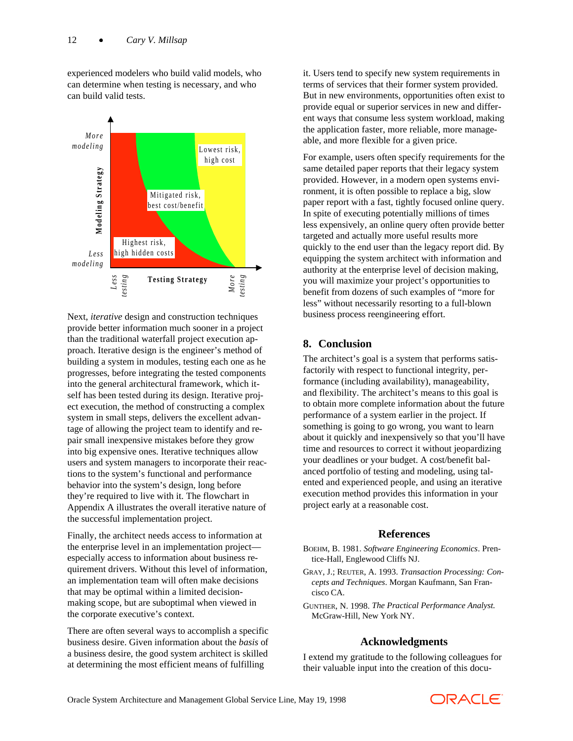experienced modelers who build valid models, who can determine when testing is necessary, and who can build valid tests.

Next, *iterative* design and construction techniques provide better information much sooner in a project than the traditional waterfall project execution approach. Iterative design is the engineer's method of building a system in modules, testing each one as he progresses, before integrating the tested components into the general architectural framework, which itself has been tested during its design. Iterative project execution, the method of constructing a complex system in small steps, delivers the excellent advantage of allowing the project team to identify and repair small inexpensive mistakes before they grow into big expensive ones. Iterative techniques allow users and system managers to incorporate their reactions to the system's functional and performance behavior into the system's design, long before they're required to live with it. The flowchart in Appendix A illustrates the overall iterative nature of the successful implementation project.

Finally, the architect needs access to information at the enterprise level in an implementation project—especially access to information about business requirement drivers. Without this level of information, an implementation team will often make decisions that may be optimal within a limited decision-making scope, but are suboptimal when viewed in the corporate executive's context.

There are often several ways to accomplish a specific business desire. Given information about the *basis* of a business desire, the good system architect is skilled at determining the most efficient means of fulfilling it. Users tend to specify new system requirements in terms of services that their former system provided. But in new environments, opportunities often exist to provide equal or superior services in new and different ways that consume less system workload, making the application faster, more reliable, more manageable, and more flexible for a given price.

For example, users often specify requirements for the same detailed paper reports that their legacy system provided. However, in a modern open systems environment, it is often possible to replace a big, slow paper report with a fast, tightly focused online query. In spite of executing potentially millions of times less expensively, an online query often provide better targeted and actually more useful results more quickly to the end user than the legacy report did. By equipping the system architect with information and authority at the enterprise level of decision making, you will maximize your project's opportunities to benefit from dozens of such examples of "more for less" without necessarily resorting to a full-blown business process reengineering effort.

## 8. Conclusion

The architect's goal is a system that performs satisfactorily with respect to functional integrity, performance (including availability), manageability, and flexibility. The architect's means to this goal is to obtain more complete information about the future performance of a system earlier in the project. If something is going to go wrong, you want to learn about it quickly and inexpensively so that you'll have time and resources to correct it without jeopardizing your deadlines or your budget. A cost/benefit balanced portfolio of testing and modeling, using talented and experienced people, and using an iterative execution method provides this information in your project early at a reasonable cost.

## References

BOEHM, B. 1981. *Software Engineering Economics*. Prentice-Hall, Englewood Cliffs NJ.

GRAY, J.; REUTER, A. 1993. *Transaction Processing: Concepts and Techniques*. Morgan Kaufmann, San Francisco CA.

GUNTHER, N. 1998. *The Practical Performance Analyst.* McGraw-Hill, New York NY.

## Acknowledgments

I extend my gratitude to the following colleagues for their valuable input into the creation of this docu-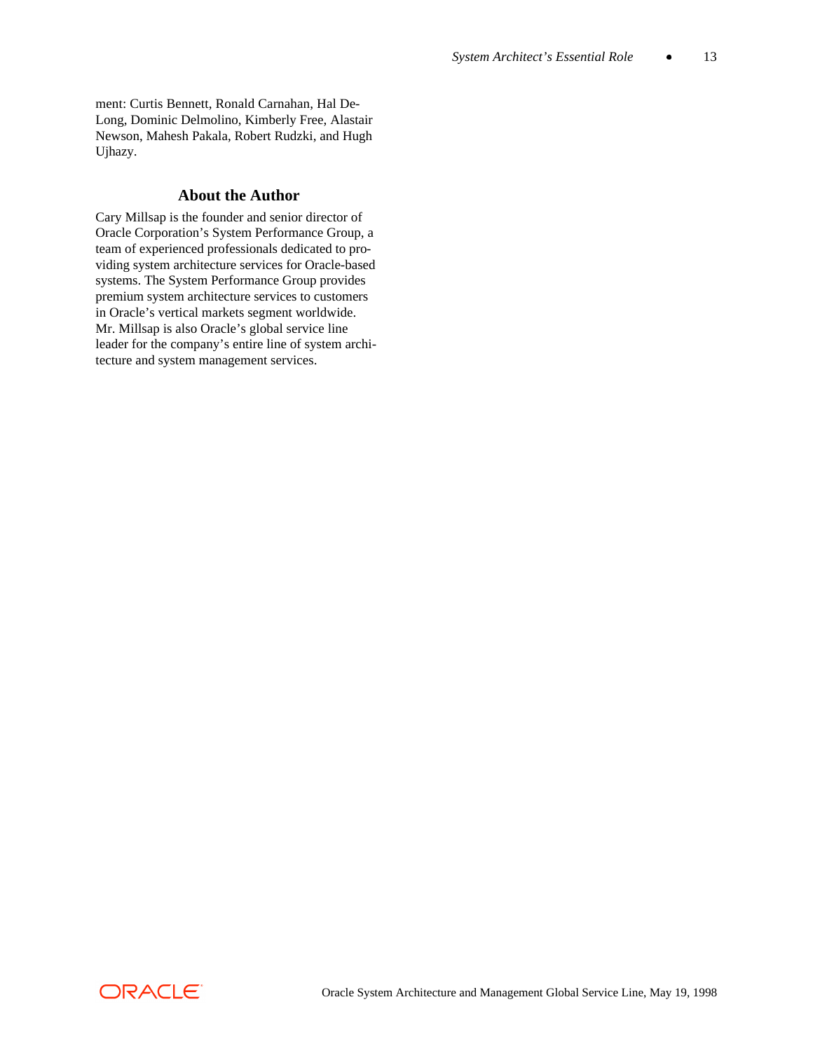ment: Curtis Bennett, Ronald Carnahan, Hal De-Long, Dominic Delmolino, Kimberly Free, Alastair Newson, Mahesh Pakala, Robert Rudzki, and Hugh Ujhazy.

## About the Author

Cary Millsap is the founder and senior director of Oracle Corporation's System Performance Group, a team of experienced professionals dedicated to providing system architecture services for Oracle-based systems. The System Performance Group provides premium system architecture services to customers in Oracle's vertical markets segment worldwide. Mr. Millsap is also Oracle's global service line leader for the company's entire line of system architecture and system management services.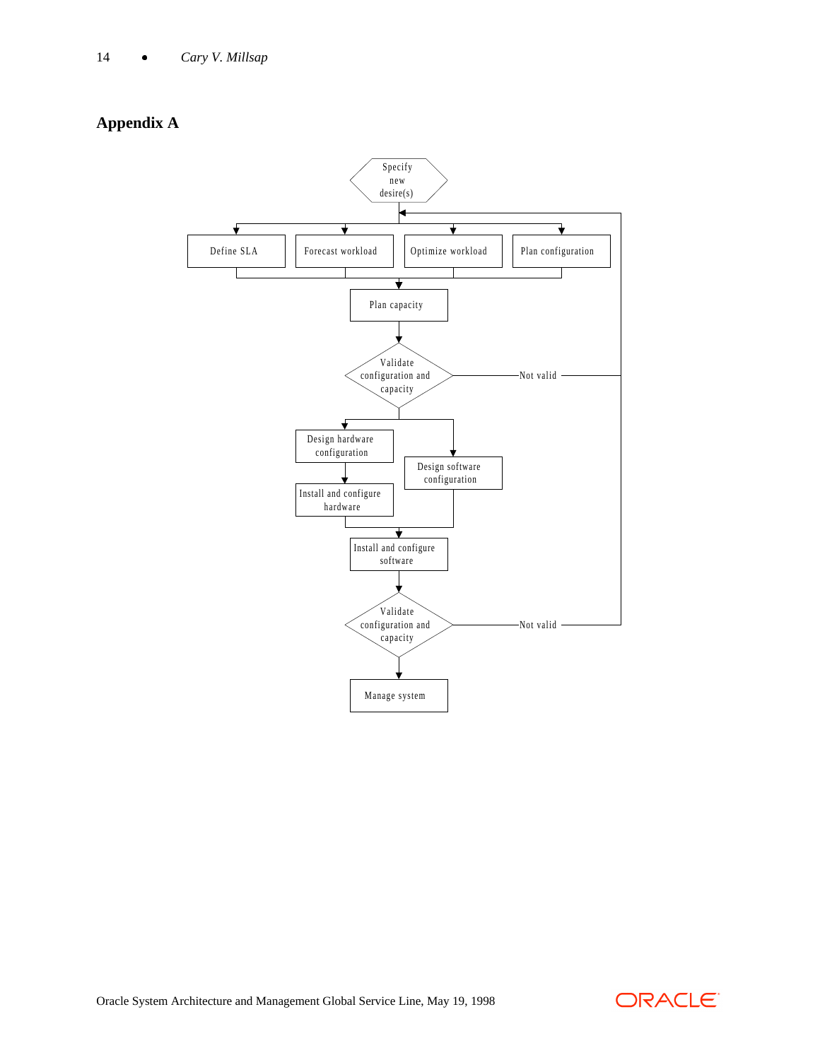## Appendix A

Specify new desire(s)

Define SLA

Forecast workload

Optimize workload

Plan configuration

Plan capacity

Validate configuration and capacity

Not valid

Design hardware configuration

Design software configuration

Install and configure hardware

Install and configure software

Validate configuration and capacity

Not valid

Manage system

Oracle System Architecture and Management Global Service Line, May 19, 1998